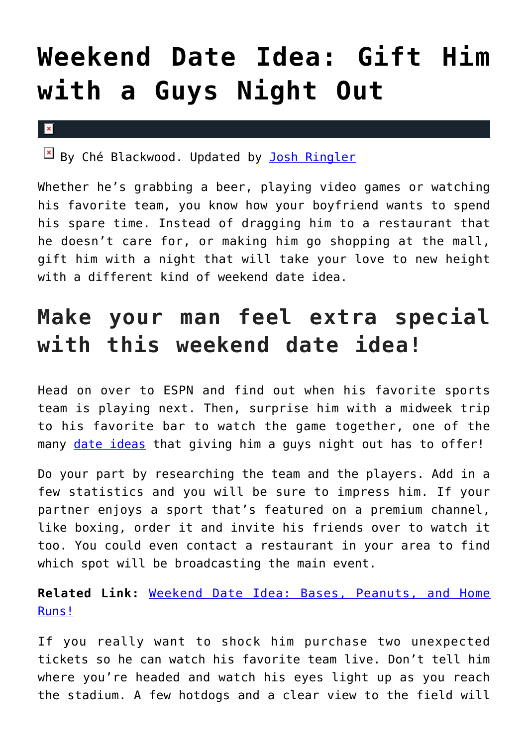# Weekend Date Idea: Gift Him with a Guys Night Out

By Ché Blackwood. Updated by [Josh Ringler]()

Whether he's grabbing a beer, playing video games or watching his favorite team, you know how your boyfriend wants to spend his spare time. Instead of dragging him to a restaurant that he doesn't care for, or making him go shopping at the mall, gift him with a night that will take your love to new height with a different kind of weekend date idea.

## Make your man feel extra special with this weekend date idea!

Head on over to ESPN and find out when his favorite sports team is playing next. Then, surprise him with a midweek trip to his favorite bar to watch the game together, one of the many [date ideas]() that giving him a guys night out has to offer!

Do your part by researching the team and the players. Add in a few statistics and you will be sure to impress him. If your partner enjoys a sport that's featured on a premium channel, like boxing, order it and invite his friends over to watch it too. You could even contact a restaurant in your area to find which spot will be broadcasting the main event.

**Related Link:** [Weekend Date Idea: Bases, Peanuts, and Home Runs!]()

If you really want to shock him purchase two unexpected tickets so he can watch his favorite team live. Don't tell him where you're headed and watch his eyes light up as you reach the stadium. A few hotdogs and a clear view to the field will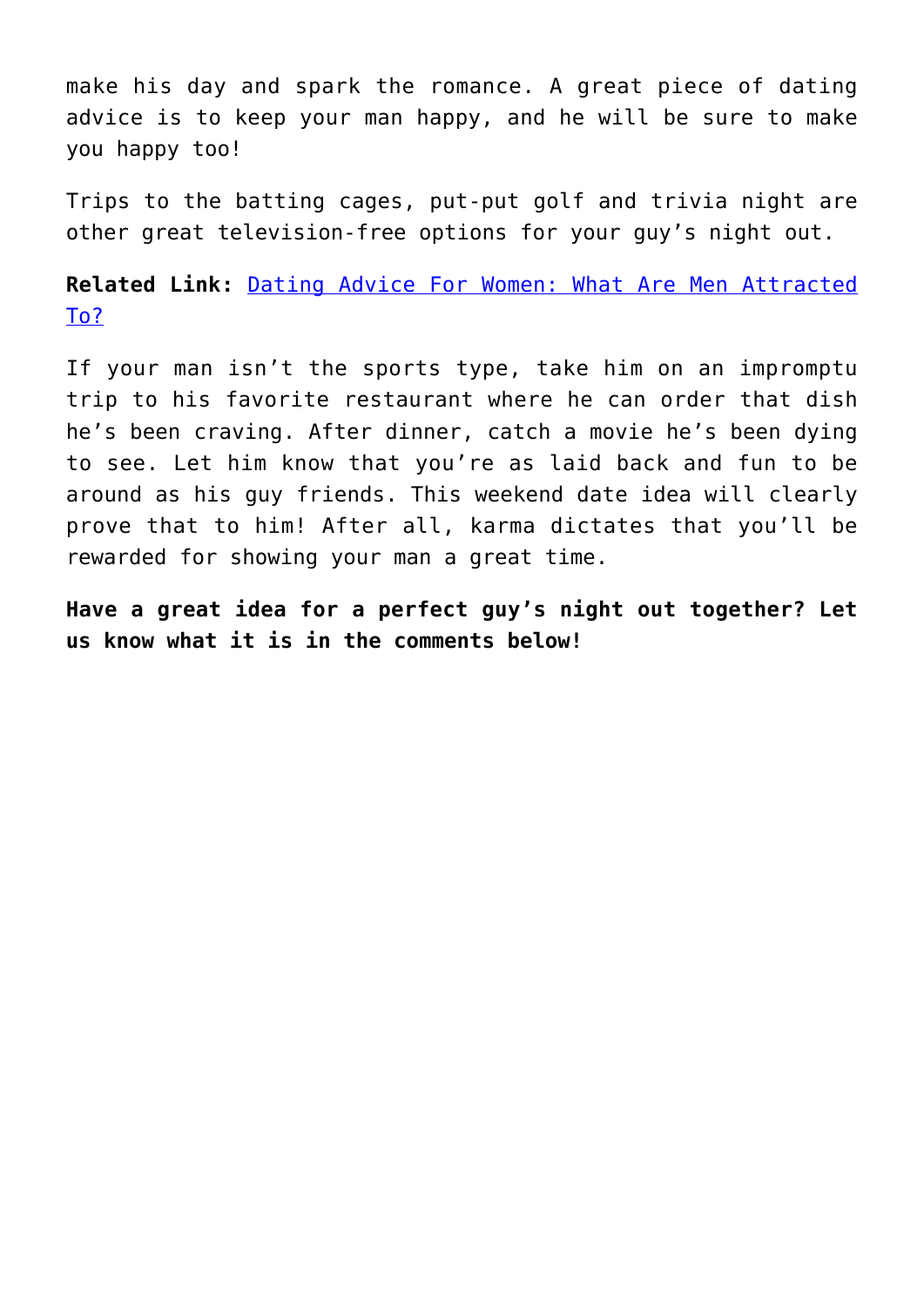make his day and spark the romance. A great piece of dating advice is to keep your man happy, and he will be sure to make you happy too!

Trips to the batting cages, put-put golf and trivia night are other great television-free options for your guy's night out.

**Related Link:** [Dating Advice For Women: What Are Men Attracted To?]()

If your man isn't the sports type, take him on an impromptu trip to his favorite restaurant where he can order that dish he's been craving. After dinner, catch a movie he's been dying to see. Let him know that you're as laid back and fun to be around as his guy friends. This weekend date idea will clearly prove that to him! After all, karma dictates that you'll be rewarded for showing your man a great time.

**Have a great idea for a perfect guy's night out together? Let us know what it is in the comments below!**